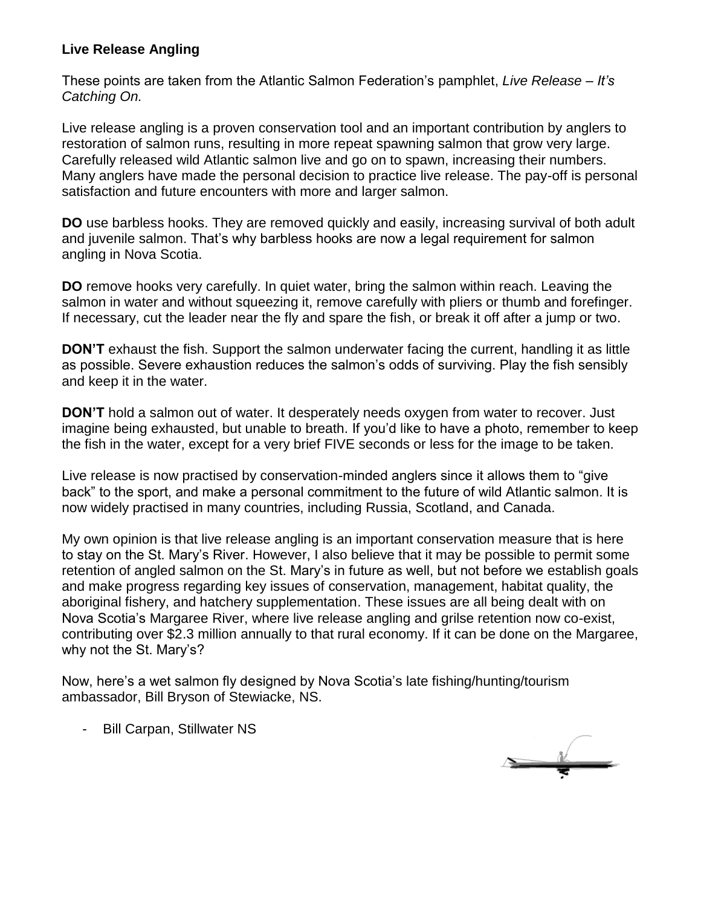**Live Release Angling**

These points are taken from the Atlantic Salmon Federation's pamphlet, *Live Release – It's Catching On.*

Live release angling is a proven conservation tool and an important contribution by anglers to restoration of salmon runs, resulting in more repeat spawning salmon that grow very large. Carefully released wild Atlantic salmon live and go on to spawn, increasing their numbers. Many anglers have made the personal decision to practice live release. The pay-off is personal satisfaction and future encounters with more and larger salmon.

**DO** use barbless hooks. They are removed quickly and easily, increasing survival of both adult and juvenile salmon. That's why barbless hooks are now a legal requirement for salmon angling in Nova Scotia.

**DO** remove hooks very carefully. In quiet water, bring the salmon within reach. Leaving the salmon in water and without squeezing it, remove carefully with pliers or thumb and forefinger. If necessary, cut the leader near the fly and spare the fish, or break it off after a jump or two.

**DON'T** exhaust the fish. Support the salmon underwater facing the current, handling it as little as possible. Severe exhaustion reduces the salmon's odds of surviving. Play the fish sensibly and keep it in the water.

**DON'T** hold a salmon out of water. It desperately needs oxygen from water to recover. Just imagine being exhausted, but unable to breath. If you'd like to have a photo, remember to keep the fish in the water, except for a very brief FIVE seconds or less for the image to be taken.

Live release is now practised by conservation-minded anglers since it allows them to "give back" to the sport, and make a personal commitment to the future of wild Atlantic salmon. It is now widely practised in many countries, including Russia, Scotland, and Canada.

My own opinion is that live release angling is an important conservation measure that is here to stay on the St. Mary's River. However, I also believe that it may be possible to permit some retention of angled salmon on the St. Mary's in future as well, but not before we establish goals and make progress regarding key issues of conservation, management, habitat quality, the aboriginal fishery, and hatchery supplementation. These issues are all being dealt with on Nova Scotia's Margaree River, where live release angling and grilse retention now co-exist, contributing over $2.3 million annually to that rural economy. If it can be done on the Margaree, why not the St. Mary's?

Now, here's a wet salmon fly designed by Nova Scotia's late fishing/hunting/tourism ambassador, Bill Bryson of Stewiacke, NS.

- Bill Carpan, Stillwater NS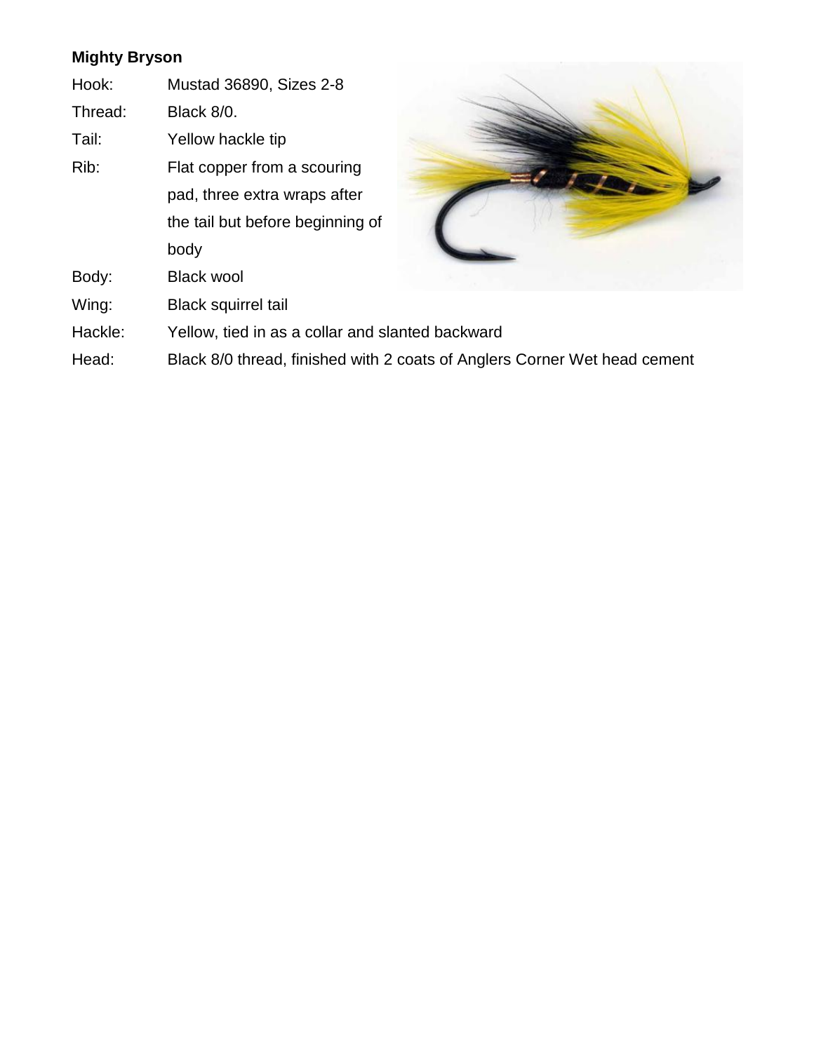**Mighty Bryson**

| | |
|---|---|
| Hook: | Mustad 36890, Sizes 2-8 |
| Thread: | Black 8/0. |
| Tail: | Yellow hackle tip |
| Rib: | Flat copper from a scouring pad, three extra wraps after the tail but before beginning of body |
| Body: | Black wool |
| Wing: | Black squirrel tail |
| Hackle: | Yellow, tied in as a collar and slanted backward |
| Head: | Black 8/0 thread, finished with 2 coats of Anglers Corner Wet head cement |